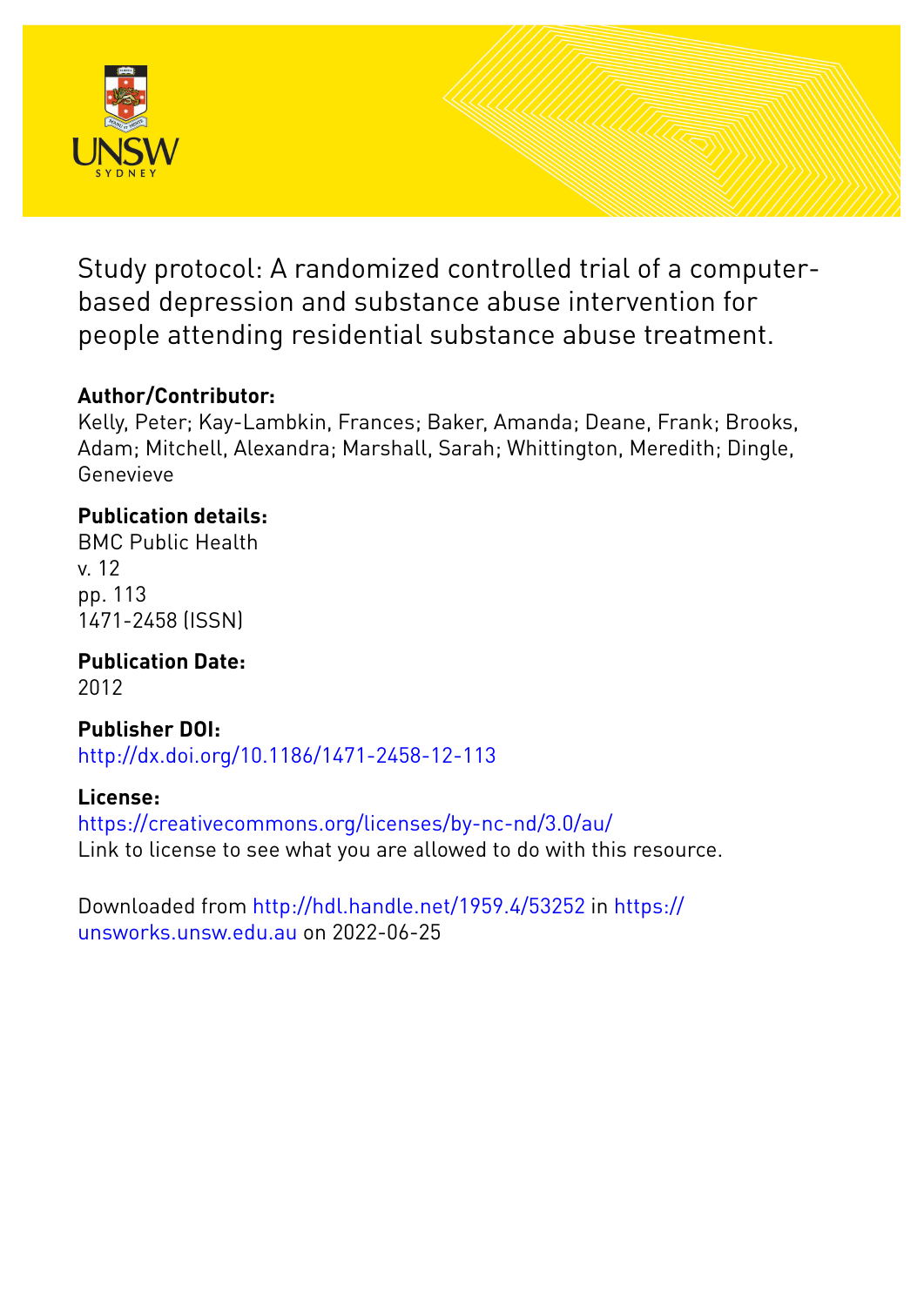Study protocol: A randomized controlled trial of a computer-based depression and substance abuse intervention for people attending residential substance abuse treatment.

**Author/Contributor:**
Kelly, Peter; Kay-Lambkin, Frances; Baker, Amanda; Deane, Frank; Brooks, Adam; Mitchell, Alexandra; Marshall, Sarah; Whittington, Meredith; Dingle, Genevieve

**Publication details:**
BMC Public Health
v. 12
pp. 113
1471-2458 (ISSN)

**Publication Date:**
2012

**Publisher DOI:**
http://dx.doi.org/10.1186/1471-2458-12-113

**License:**
https://creativecommons.org/licenses/by-nc-nd/3.0/au/
Link to license to see what you are allowed to do with this resource.

Downloaded from http://hdl.handle.net/1959.4/53252 in https://unsworks.unsw.edu.au on 2022-06-25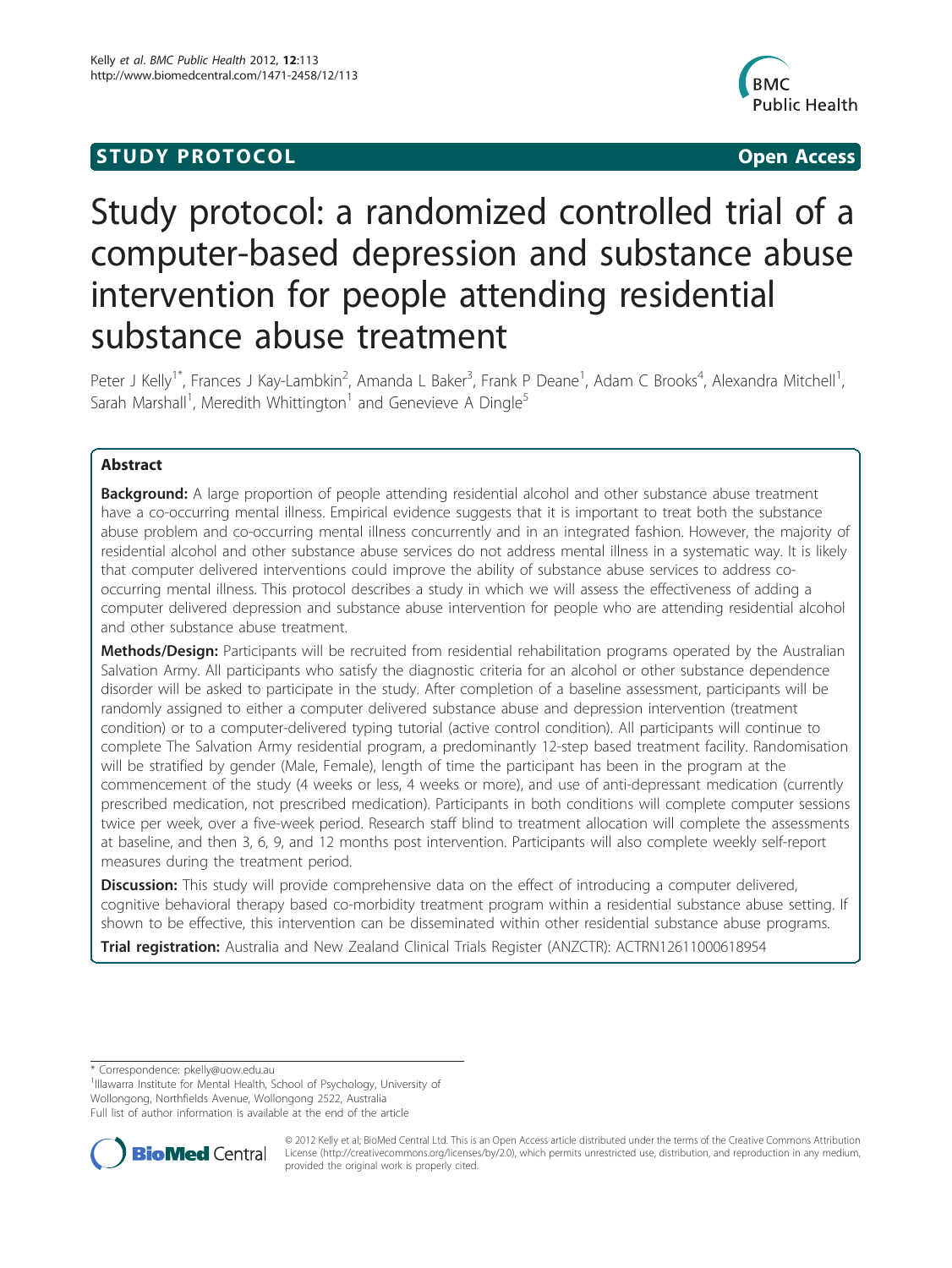# Study protocol: a randomized controlled trial of a computer-based depression and substance abuse intervention for people attending residential substance abuse treatment

Peter J Kelly[1*], Frances J Kay-Lambkin[2], Amanda L Baker[3], Frank P Deane[1], Adam C Brooks[4], Alexandra Mitchell[1], Sarah Marshall[1], Meredith Whittington[1] and Genevieve A Dingle[5]

## Abstract

**Background:** A large proportion of people attending residential alcohol and other substance abuse treatment have a co-occurring mental illness. Empirical evidence suggests that it is important to treat both the substance abuse problem and co-occurring mental illness concurrently and in an integrated fashion. However, the majority of residential alcohol and other substance abuse services do not address mental illness in a systematic way. It is likely that computer delivered interventions could improve the ability of substance abuse services to address co-occurring mental illness. This protocol describes a study in which we will assess the effectiveness of adding a computer delivered depression and substance abuse intervention for people who are attending residential alcohol and other substance abuse treatment.

**Methods/Design:** Participants will be recruited from residential rehabilitation programs operated by the Australian Salvation Army. All participants who satisfy the diagnostic criteria for an alcohol or other substance dependence disorder will be asked to participate in the study. After completion of a baseline assessment, participants will be randomly assigned to either a computer delivered substance abuse and depression intervention (treatment condition) or to a computer-delivered typing tutorial (active control condition). All participants will continue to complete The Salvation Army residential program, a predominantly 12-step based treatment facility. Randomisation will be stratified by gender (Male, Female), length of time the participant has been in the program at the commencement of the study (4 weeks or less, 4 weeks or more), and use of anti-depressant medication (currently prescribed medication, not prescribed medication). Participants in both conditions will complete computer sessions twice per week, over a five-week period. Research staff blind to treatment allocation will complete the assessments at baseline, and then 3, 6, 9, and 12 months post intervention. Participants will also complete weekly self-report measures during the treatment period.

**Discussion:** This study will provide comprehensive data on the effect of introducing a computer delivered, cognitive behavioral therapy based co-morbidity treatment program within a residential substance abuse setting. If shown to be effective, this intervention can be disseminated within other residential substance abuse programs.

**Trial registration:** Australia and New Zealand Clinical Trials Register (ANZCTR): ACTRN12611000618954

\* Correspondence: pkelly@uow.edu.au
[1]Illawarra Institute for Mental Health, School of Psychology, University of Wollongong, Northfields Avenue, Wollongong 2522, Australia
Full list of author information is available at the end of the article

© 2012 Kelly et al; BioMed Central Ltd. This is an Open Access article distributed under the terms of the Creative Commons Attribution License (http://creativecommons.org/licenses/by/2.0), which permits unrestricted use, distribution, and reproduction in any medium, provided the original work is properly cited.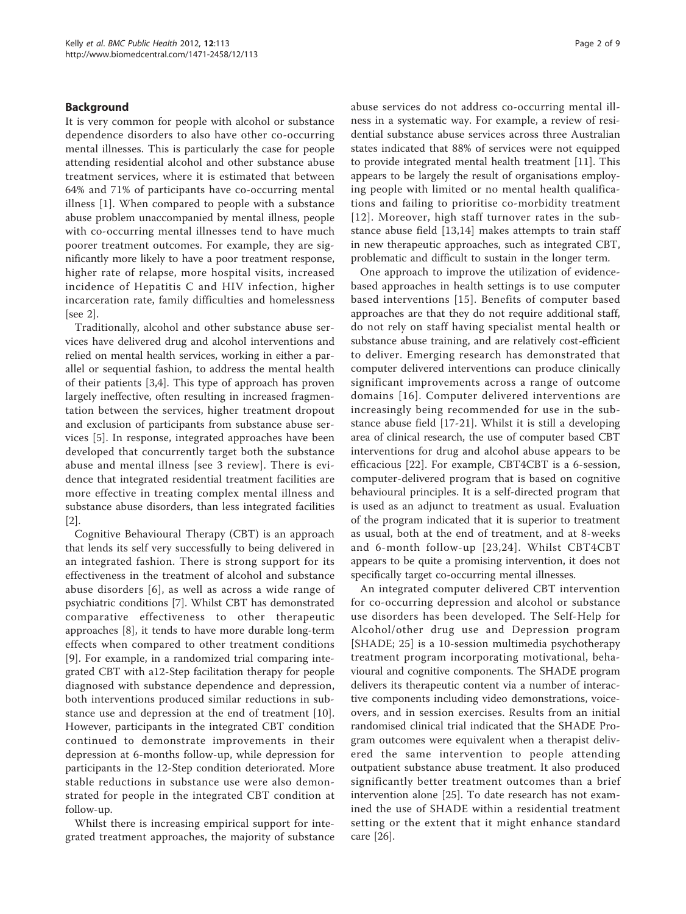## Background

It is very common for people with alcohol or substance dependence disorders to also have other co-occurring mental illnesses. This is particularly the case for people attending residential alcohol and other substance abuse treatment services, where it is estimated that between 64% and 71% of participants have co-occurring mental illness [1]. When compared to people with a substance abuse problem unaccompanied by mental illness, people with co-occurring mental illnesses tend to have much poorer treatment outcomes. For example, they are significantly more likely to have a poor treatment response, higher rate of relapse, more hospital visits, increased incidence of Hepatitis C and HIV infection, higher incarceration rate, family difficulties and homelessness [see 2].

Traditionally, alcohol and other substance abuse services have delivered drug and alcohol interventions and relied on mental health services, working in either a parallel or sequential fashion, to address the mental health of their patients [3,4]. This type of approach has proven largely ineffective, often resulting in increased fragmentation between the services, higher treatment dropout and exclusion of participants from substance abuse services [5]. In response, integrated approaches have been developed that concurrently target both the substance abuse and mental illness [see 3 review]. There is evidence that integrated residential treatment facilities are more effective in treating complex mental illness and substance abuse disorders, than less integrated facilities [2].

Cognitive Behavioural Therapy (CBT) is an approach that lends its self very successfully to being delivered in an integrated fashion. There is strong support for its effectiveness in the treatment of alcohol and substance abuse disorders [6], as well as across a wide range of psychiatric conditions [7]. Whilst CBT has demonstrated comparative effectiveness to other therapeutic approaches [8], it tends to have more durable long-term effects when compared to other treatment conditions [9]. For example, in a randomized trial comparing integrated CBT with a12-Step facilitation therapy for people diagnosed with substance dependence and depression, both interventions produced similar reductions in substance use and depression at the end of treatment [10]. However, participants in the integrated CBT condition continued to demonstrate improvements in their depression at 6-months follow-up, while depression for participants in the 12-Step condition deteriorated. More stable reductions in substance use were also demonstrated for people in the integrated CBT condition at follow-up.

Whilst there is increasing empirical support for integrated treatment approaches, the majority of substance abuse services do not address co-occurring mental illness in a systematic way. For example, a review of residential substance abuse services across three Australian states indicated that 88% of services were not equipped to provide integrated mental health treatment [11]. This appears to be largely the result of organisations employing people with limited or no mental health qualifications and failing to prioritise co-morbidity treatment [12]. Moreover, high staff turnover rates in the substance abuse field [13,14] makes attempts to train staff in new therapeutic approaches, such as integrated CBT, problematic and difficult to sustain in the longer term.

One approach to improve the utilization of evidence-based approaches in health settings is to use computer based interventions [15]. Benefits of computer based approaches are that they do not require additional staff, do not rely on staff having specialist mental health or substance abuse training, and are relatively cost-efficient to deliver. Emerging research has demonstrated that computer delivered interventions can produce clinically significant improvements across a range of outcome domains [16]. Computer delivered interventions are increasingly being recommended for use in the substance abuse field [17-21]. Whilst it is still a developing area of clinical research, the use of computer based CBT interventions for drug and alcohol abuse appears to be efficacious [22]. For example, CBT4CBT is a 6-session, computer-delivered program that is based on cognitive behavioural principles. It is a self-directed program that is used as an adjunct to treatment as usual. Evaluation of the program indicated that it is superior to treatment as usual, both at the end of treatment, and at 8-weeks and 6-month follow-up [23,24]. Whilst CBT4CBT appears to be quite a promising intervention, it does not specifically target co-occurring mental illnesses.

An integrated computer delivered CBT intervention for co-occurring depression and alcohol or substance use disorders has been developed. The Self-Help for Alcohol/other drug use and Depression program [SHADE; 25] is a 10-session multimedia psychotherapy treatment program incorporating motivational, behavioural and cognitive components. The SHADE program delivers its therapeutic content via a number of interactive components including video demonstrations, voice-overs, and in session exercises. Results from an initial randomised clinical trial indicated that the SHADE Program outcomes were equivalent when a therapist delivered the same intervention to people attending outpatient substance abuse treatment. It also produced significantly better treatment outcomes than a brief intervention alone [25]. To date research has not examined the use of SHADE within a residential treatment setting or the extent that it might enhance standard care [26].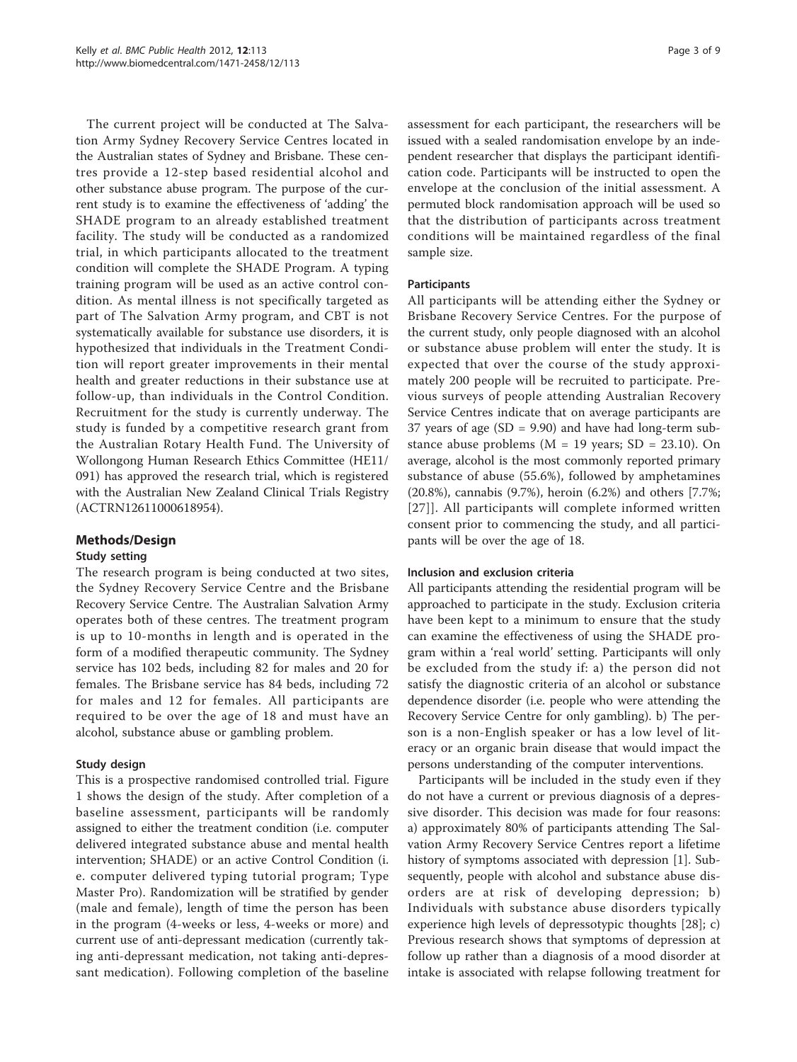The current project will be conducted at The Salvation Army Sydney Recovery Service Centres located in the Australian states of Sydney and Brisbane. These centres provide a 12-step based residential alcohol and other substance abuse program. The purpose of the current study is to examine the effectiveness of 'adding' the SHADE program to an already established treatment facility. The study will be conducted as a randomized trial, in which participants allocated to the treatment condition will complete the SHADE Program. A typing training program will be used as an active control condition. As mental illness is not specifically targeted as part of The Salvation Army program, and CBT is not systematically available for substance use disorders, it is hypothesized that individuals in the Treatment Condition will report greater improvements in their mental health and greater reductions in their substance use at follow-up, than individuals in the Control Condition. Recruitment for the study is currently underway. The study is funded by a competitive research grant from the Australian Rotary Health Fund. The University of Wollongong Human Research Ethics Committee (HE11/091) has approved the research trial, which is registered with the Australian New Zealand Clinical Trials Registry (ACTRN12611000618954).

## Methods/Design

### Study setting

The research program is being conducted at two sites, the Sydney Recovery Service Centre and the Brisbane Recovery Service Centre. The Australian Salvation Army operates both of these centres. The treatment program is up to 10-months in length and is operated in the form of a modified therapeutic community. The Sydney service has 102 beds, including 82 for males and 20 for females. The Brisbane service has 84 beds, including 72 for males and 12 for females. All participants are required to be over the age of 18 and must have an alcohol, substance abuse or gambling problem.

### Study design

This is a prospective randomised controlled trial. Figure 1 shows the design of the study. After completion of a baseline assessment, participants will be randomly assigned to either the treatment condition (i.e. computer delivered integrated substance abuse and mental health intervention; SHADE) or an active Control Condition (i.e. computer delivered typing tutorial program; Type Master Pro). Randomization will be stratified by gender (male and female), length of time the person has been in the program (4-weeks or less, 4-weeks or more) and current use of anti-depressant medication (currently taking anti-depressant medication, not taking anti-depressant medication). Following completion of the baseline assessment for each participant, the researchers will be issued with a sealed randomisation envelope by an independent researcher that displays the participant identification code. Participants will be instructed to open the envelope at the conclusion of the initial assessment. A permuted block randomisation approach will be used so that the distribution of participants across treatment conditions will be maintained regardless of the final sample size.

### Participants

All participants will be attending either the Sydney or Brisbane Recovery Service Centres. For the purpose of the current study, only people diagnosed with an alcohol or substance abuse problem will enter the study. It is expected that over the course of the study approximately 200 people will be recruited to participate. Previous surveys of people attending Australian Recovery Service Centres indicate that on average participants are 37 years of age (SD = 9.90) and have had long-term substance abuse problems (M = 19 years; SD = 23.10). On average, alcohol is the most commonly reported primary substance of abuse (55.6%), followed by amphetamines (20.8%), cannabis (9.7%), heroin (6.2%) and others [7.7%; [27]]. All participants will complete informed written consent prior to commencing the study, and all participants will be over the age of 18.

### Inclusion and exclusion criteria

All participants attending the residential program will be approached to participate in the study. Exclusion criteria have been kept to a minimum to ensure that the study can examine the effectiveness of using the SHADE program within a 'real world' setting. Participants will only be excluded from the study if: a) the person did not satisfy the diagnostic criteria of an alcohol or substance dependence disorder (i.e. people who were attending the Recovery Service Centre for only gambling). b) The person is a non-English speaker or has a low level of literacy or an organic brain disease that would impact the persons understanding of the computer interventions.

Participants will be included in the study even if they do not have a current or previous diagnosis of a depressive disorder. This decision was made for four reasons: a) approximately 80% of participants attending The Salvation Army Recovery Service Centres report a lifetime history of symptoms associated with depression [1]. Subsequently, people with alcohol and substance abuse disorders are at risk of developing depression; b) Individuals with substance abuse disorders typically experience high levels of depressotypic thoughts [28]; c) Previous research shows that symptoms of depression at follow up rather than a diagnosis of a mood disorder at intake is associated with relapse following treatment for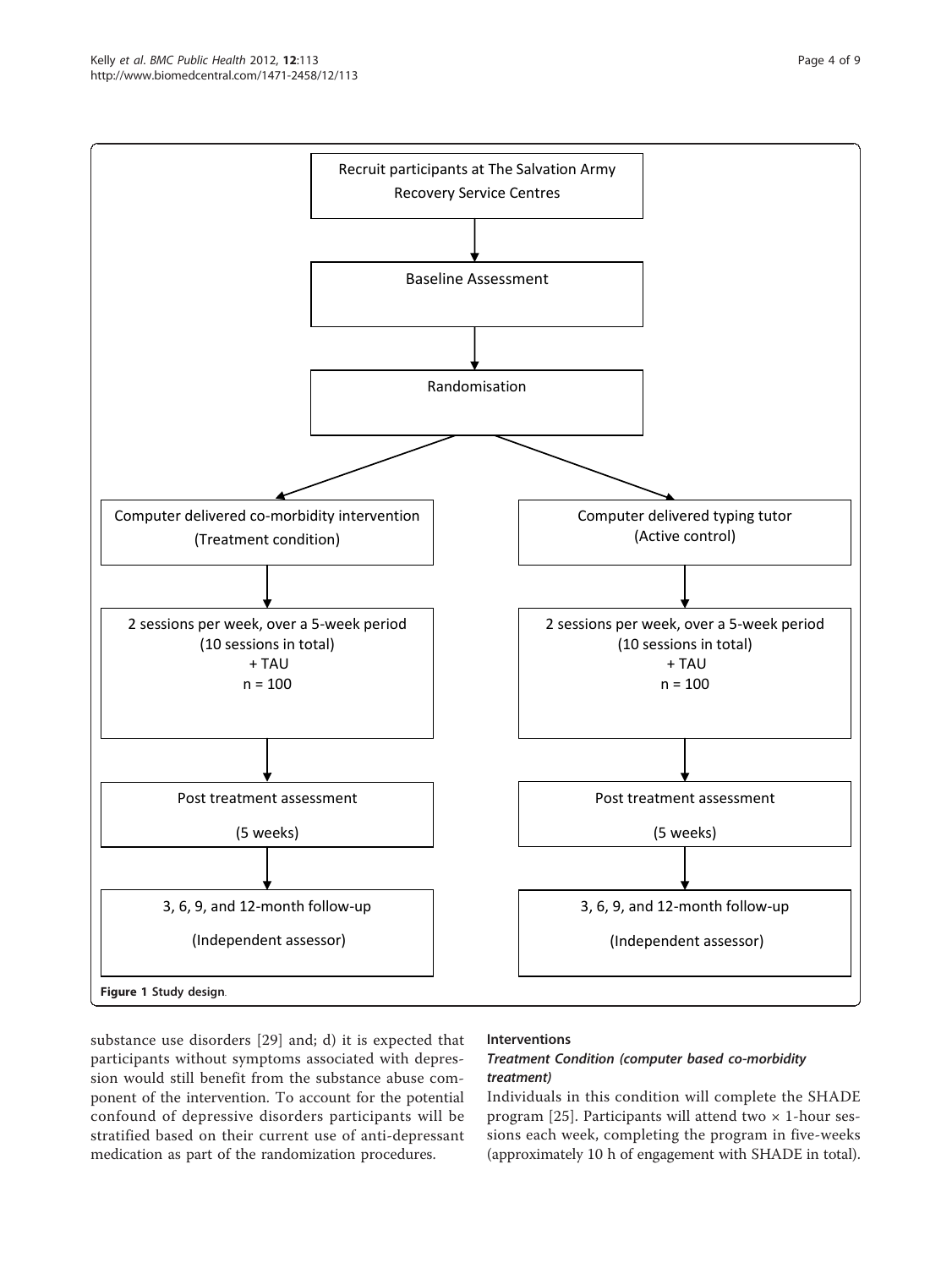Recruit participants at The Salvation Army Recovery Service Centres

Baseline Assessment

Randomisation

| Computer delivered co-morbidity intervention (Treatment condition) | Computer delivered typing tutor (Active control) |
| --- | --- |
| 2 sessions per week, over a 5-week period (10 sessions in total) + TAU n = 100 | 2 sessions per week, over a 5-week period (10 sessions in total) + TAU n = 100 |
| Post treatment assessment (5 weeks) | Post treatment assessment (5 weeks) |
| 3, 6, 9, and 12-month follow-up (Independent assessor) | 3, 6, 9, and 12-month follow-up (Independent assessor) |

**Figure 1 Study design**.

substance use disorders [29] and; d) it is expected that participants without symptoms associated with depression would still benefit from the substance abuse component of the intervention. To account for the potential confound of depressive disorders participants will be stratified based on their current use of anti-depressant medication as part of the randomization procedures.

### Interventions

#### *Treatment Condition (computer based co-morbidity treatment)*

Individuals in this condition will complete the SHADE program [25]. Participants will attend two × 1-hour sessions each week, completing the program in five-weeks (approximately 10 h of engagement with SHADE in total).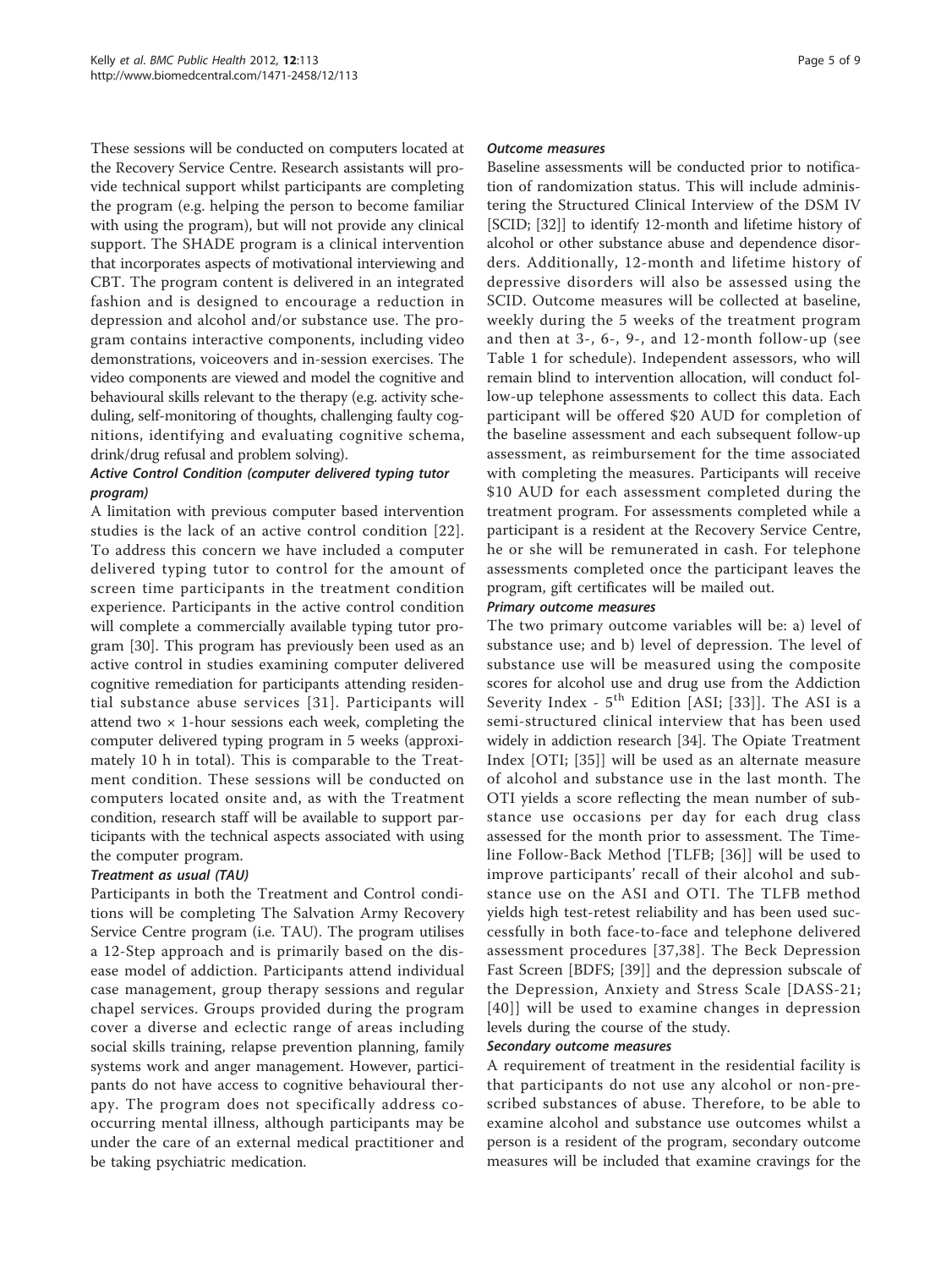These sessions will be conducted on computers located at the Recovery Service Centre. Research assistants will provide technical support whilst participants are completing the program (e.g. helping the person to become familiar with using the program), but will not provide any clinical support. The SHADE program is a clinical intervention that incorporates aspects of motivational interviewing and CBT. The program content is delivered in an integrated fashion and is designed to encourage a reduction in depression and alcohol and/or substance use. The program contains interactive components, including video demonstrations, voiceovers and in-session exercises. The video components are viewed and model the cognitive and behavioural skills relevant to the therapy (e.g. activity scheduling, self-monitoring of thoughts, challenging faulty cognitions, identifying and evaluating cognitive schema, drink/drug refusal and problem solving).

#### Active Control Condition (computer delivered typing tutor program)

A limitation with previous computer based intervention studies is the lack of an active control condition [22]. To address this concern we have included a computer delivered typing tutor to control for the amount of screen time participants in the treatment condition experience. Participants in the active control condition will complete a commercially available typing tutor program [30]. This program has previously been used as an active control in studies examining computer delivered cognitive remediation for participants attending residential substance abuse services [31]. Participants will attend two × 1-hour sessions each week, completing the computer delivered typing program in 5 weeks (approximately 10 h in total). This is comparable to the Treatment condition. These sessions will be conducted on computers located onsite and, as with the Treatment condition, research staff will be available to support participants with the technical aspects associated with using the computer program.

#### Treatment as usual (TAU)

Participants in both the Treatment and Control conditions will be completing The Salvation Army Recovery Service Centre program (i.e. TAU). The program utilises a 12-Step approach and is primarily based on the disease model of addiction. Participants attend individual case management, group therapy sessions and regular chapel services. Groups provided during the program cover a diverse and eclectic range of areas including social skills training, relapse prevention planning, family systems work and anger management. However, participants do not have access to cognitive behavioural therapy. The program does not specifically address co-occurring mental illness, although participants may be under the care of an external medical practitioner and be taking psychiatric medication.

#### Outcome measures

Baseline assessments will be conducted prior to notification of randomization status. This will include administering the Structured Clinical Interview of the DSM IV [SCID; [32]] to identify 12-month and lifetime history of alcohol or other substance abuse and dependence disorders. Additionally, 12-month and lifetime history of depressive disorders will also be assessed using the SCID. Outcome measures will be collected at baseline, weekly during the 5 weeks of the treatment program and then at 3-, 6-, 9-, and 12-month follow-up (see Table 1 for schedule). Independent assessors, who will remain blind to intervention allocation, will conduct follow-up telephone assessments to collect this data. Each participant will be offered $20 AUD for completion of the baseline assessment and each subsequent follow-up assessment, as reimbursement for the time associated with completing the measures. Participants will receive $10 AUD for each assessment completed during the treatment program. For assessments completed while a participant is a resident at the Recovery Service Centre, he or she will be remunerated in cash. For telephone assessments completed once the participant leaves the program, gift certificates will be mailed out.

#### Primary outcome measures

The two primary outcome variables will be: a) level of substance use; and b) level of depression. The level of substance use will be measured using the composite scores for alcohol use and drug use from the Addiction Severity Index - 5th Edition [ASI; [33]]. The ASI is a semi-structured clinical interview that has been used widely in addiction research [34]. The Opiate Treatment Index [OTI; [35]] will be used as an alternate measure of alcohol and substance use in the last month. The OTI yields a score reflecting the mean number of substance use occasions per day for each drug class assessed for the month prior to assessment. The Timeline Follow-Back Method [TLFB; [36]] will be used to improve participants' recall of their alcohol and substance use on the ASI and OTI. The TLFB method yields high test-retest reliability and has been used successfully in both face-to-face and telephone delivered assessment procedures [37,38]. The Beck Depression Fast Screen [BDFS; [39]] and the depression subscale of the Depression, Anxiety and Stress Scale [DASS-21; [40]] will be used to examine changes in depression levels during the course of the study.

#### Secondary outcome measures

A requirement of treatment in the residential facility is that participants do not use any alcohol or non-prescribed substances of abuse. Therefore, to be able to examine alcohol and substance use outcomes whilst a person is a resident of the program, secondary outcome measures will be included that examine cravings for the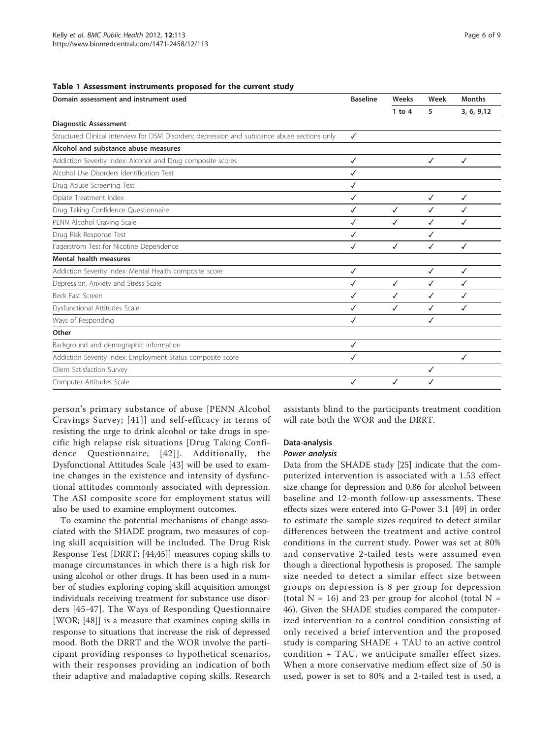**Table 1 Assessment instruments proposed for the current study**

| Domain assessment and instrument used | Baseline | Weeks 1 to 4 | Week 5 | Months 3, 6, 9,12 |
|---|---|---|---|---|
| **Diagnostic Assessment** | | | | |
| Structured Clinical Interview for DSM Disorders: depression and substance abuse sections only | ✓ | | | |
| **Alcohol and substance abuse measures** | | | | |
| Addiction Severity Index: Alcohol and Drug composite scores | ✓ | | ✓ | ✓ |
| Alcohol Use Disorders Identification Test | ✓ | | | |
| Drug Abuse Screening Test | ✓ | | | |
| Opiate Treatment Index | ✓ | | ✓ | ✓ |
| Drug Taking Confidence Questionnaire | ✓ | ✓ | ✓ | ✓ |
| PENN Alcohol Craving Scale | ✓ | ✓ | ✓ | ✓ |
| Drug Risk Response Test | ✓ | | ✓ | |
| Fagerstrom Test for Nicotine Dependence | ✓ | ✓ | ✓ | ✓ |
| **Mental health measures** | | | | |
| Addiction Severity Index: Mental Health composite score | ✓ | | ✓ | ✓ |
| Depression, Anxiety and Stress Scale | ✓ | ✓ | ✓ | ✓ |
| Beck Fast Screen | ✓ | ✓ | ✓ | ✓ |
| Dysfunctional Attitudes Scale | ✓ | ✓ | ✓ | ✓ |
| Ways of Responding | ✓ | | ✓ | |
| **Other** | | | | |
| Background and demographic information | ✓ | | | |
| Addiction Severity Index: Employment Status composite score | ✓ | | | ✓ |
| Client Satisfaction Survey | | | ✓ | |
| Computer Attitudes Scale | ✓ | ✓ | ✓ | |

person's primary substance of abuse [PENN Alcohol Cravings Survey; [41]] and self-efficacy in terms of resisting the urge to drink alcohol or take drugs in specific high relapse risk situations [Drug Taking Confidence Questionnaire; [42]]. Additionally, the Dysfunctional Attitudes Scale [43] will be used to examine changes in the existence and intensity of dysfunctional attitudes commonly associated with depression. The ASI composite score for employment status will also be used to examine employment outcomes.

To examine the potential mechanisms of change associated with the SHADE program, two measures of coping skill acquisition will be included. The Drug Risk Response Test [DRRT; [44,45]] measures coping skills to manage circumstances in which there is a high risk for using alcohol or other drugs. It has been used in a number of studies exploring coping skill acquisition amongst individuals receiving treatment for substance use disorders [45-47]. The Ways of Responding Questionnaire [WOR; [48]] is a measure that examines coping skills in response to situations that increase the risk of depressed mood. Both the DRRT and the WOR involve the participant providing responses to hypothetical scenarios, with their responses providing an indication of both their adaptive and maladaptive coping skills. Research assistants blind to the participants treatment condition will rate both the WOR and the DRRT.

### Data-analysis

#### *Power analysis*

Data from the SHADE study [25] indicate that the computerized intervention is associated with a 1.53 effect size change for depression and 0.86 for alcohol between baseline and 12-month follow-up assessments. These effects sizes were entered into G-Power 3.1 [49] in order to estimate the sample sizes required to detect similar differences between the treatment and active control conditions in the current study. Power was set at 80% and conservative 2-tailed tests were assumed even though a directional hypothesis is proposed. The sample size needed to detect a similar effect size between groups on depression is 8 per group for depression (total N = 16) and 23 per group for alcohol (total N = 46). Given the SHADE studies compared the computerized intervention to a control condition consisting of only received a brief intervention and the proposed study is comparing SHADE + TAU to an active control condition + TAU, we anticipate smaller effect sizes. When a more conservative medium effect size of .50 is used, power is set to 80% and a 2-tailed test is used, a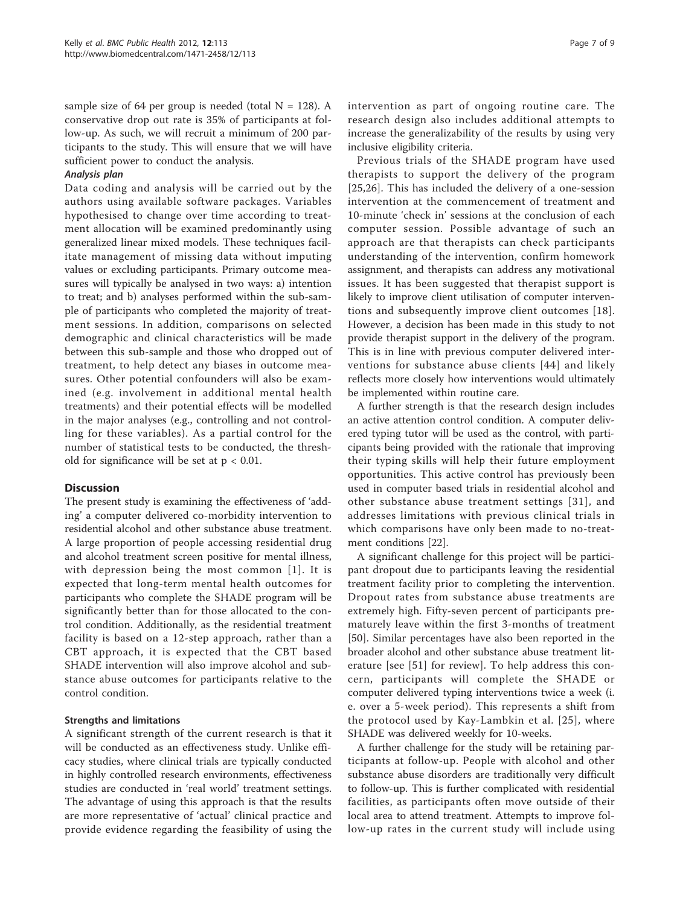sample size of 64 per group is needed (total N = 128). A conservative drop out rate is 35% of participants at follow-up. As such, we will recruit a minimum of 200 participants to the study. This will ensure that we will have sufficient power to conduct the analysis.

#### *Analysis plan*

Data coding and analysis will be carried out by the authors using available software packages. Variables hypothesised to change over time according to treatment allocation will be examined predominantly using generalized linear mixed models. These techniques facilitate management of missing data without imputing values or excluding participants. Primary outcome measures will typically be analysed in two ways: a) intention to treat; and b) analyses performed within the sub-sample of participants who completed the majority of treatment sessions. In addition, comparisons on selected demographic and clinical characteristics will be made between this sub-sample and those who dropped out of treatment, to help detect any biases in outcome measures. Other potential confounders will also be examined (e.g. involvement in additional mental health treatments) and their potential effects will be modelled in the major analyses (e.g., controlling and not controlling for these variables). As a partial control for the number of statistical tests to be conducted, the threshold for significance will be set at $p < 0.01$.

## Discussion

The present study is examining the effectiveness of 'adding' a computer delivered co-morbidity intervention to residential alcohol and other substance abuse treatment. A large proportion of people accessing residential drug and alcohol treatment screen positive for mental illness, with depression being the most common [1]. It is expected that long-term mental health outcomes for participants who complete the SHADE program will be significantly better than for those allocated to the control condition. Additionally, as the residential treatment facility is based on a 12-step approach, rather than a CBT approach, it is expected that the CBT based SHADE intervention will also improve alcohol and substance abuse outcomes for participants relative to the control condition.

### Strengths and limitations

A significant strength of the current research is that it will be conducted as an effectiveness study. Unlike efficacy studies, where clinical trials are typically conducted in highly controlled research environments, effectiveness studies are conducted in 'real world' treatment settings. The advantage of using this approach is that the results are more representative of 'actual' clinical practice and provide evidence regarding the feasibility of using the intervention as part of ongoing routine care. The research design also includes additional attempts to increase the generalizability of the results by using very inclusive eligibility criteria.

Previous trials of the SHADE program have used therapists to support the delivery of the program [25,26]. This has included the delivery of a one-session intervention at the commencement of treatment and 10-minute 'check in' sessions at the conclusion of each computer session. Possible advantage of such an approach are that therapists can check participants understanding of the intervention, confirm homework assignment, and therapists can address any motivational issues. It has been suggested that therapist support is likely to improve client utilisation of computer interventions and subsequently improve client outcomes [18]. However, a decision has been made in this study to not provide therapist support in the delivery of the program. This is in line with previous computer delivered interventions for substance abuse clients [44] and likely reflects more closely how interventions would ultimately be implemented within routine care.

A further strength is that the research design includes an active attention control condition. A computer delivered typing tutor will be used as the control, with participants being provided with the rationale that improving their typing skills will help their future employment opportunities. This active control has previously been used in computer based trials in residential alcohol and other substance abuse treatment settings [31], and addresses limitations with previous clinical trials in which comparisons have only been made to no-treatment conditions [22].

A significant challenge for this project will be participant dropout due to participants leaving the residential treatment facility prior to completing the intervention. Dropout rates from substance abuse treatments are extremely high. Fifty-seven percent of participants prematurely leave within the first 3-months of treatment [50]. Similar percentages have also been reported in the broader alcohol and other substance abuse treatment literature [see [51] for review]. To help address this concern, participants will complete the SHADE or computer delivered typing interventions twice a week (i.e. over a 5-week period). This represents a shift from the protocol used by Kay-Lambkin et al. [25], where SHADE was delivered weekly for 10-weeks.

A further challenge for the study will be retaining participants at follow-up. People with alcohol and other substance abuse disorders are traditionally very difficult to follow-up. This is further complicated with residential facilities, as participants often move outside of their local area to attend treatment. Attempts to improve follow-up rates in the current study will include using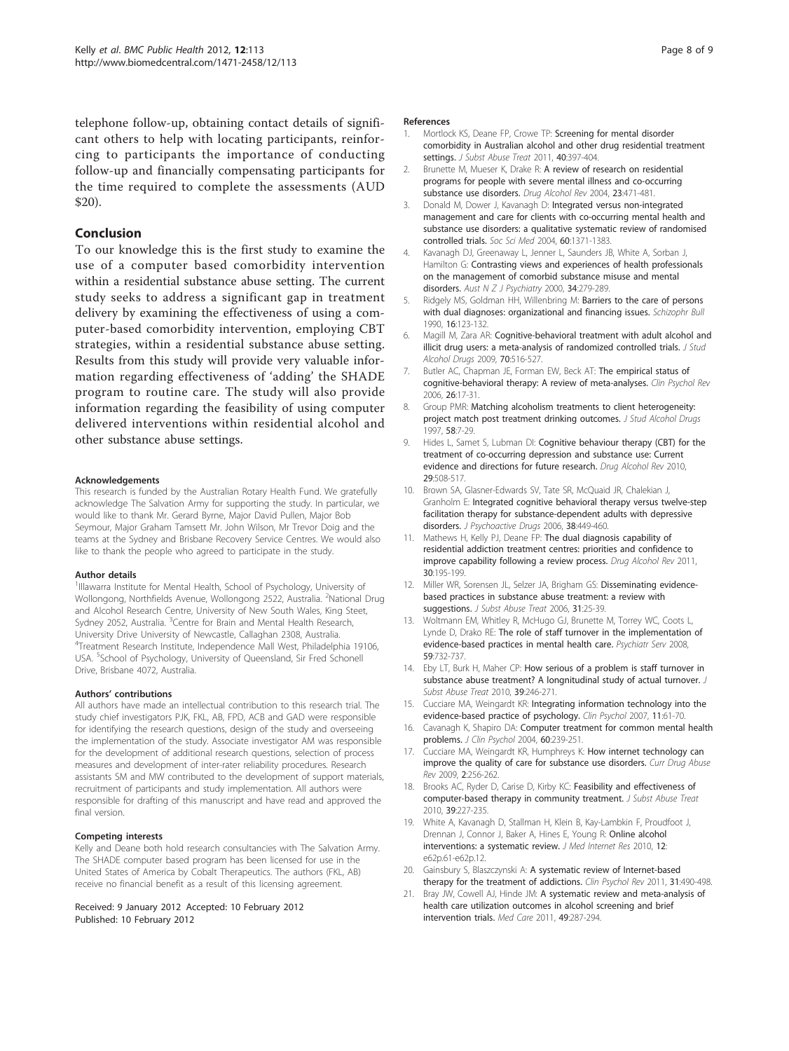telephone follow-up, obtaining contact details of significant others to help with locating participants, reinforcing to participants the importance of conducting follow-up and financially compensating participants for the time required to complete the assessments (AUD $20).

## Conclusion

To our knowledge this is the first study to examine the use of a computer based comorbidity intervention within a residential substance abuse setting. The current study seeks to address a significant gap in treatment delivery by examining the effectiveness of using a computer-based comorbidity intervention, employing CBT strategies, within a residential substance abuse setting. Results from this study will provide very valuable information regarding effectiveness of 'adding' the SHADE program to routine care. The study will also provide information regarding the feasibility of using computer delivered interventions within residential alcohol and other substance abuse settings.

#### Acknowledgements

This research is funded by the Australian Rotary Health Fund. We gratefully acknowledge The Salvation Army for supporting the study. In particular, we would like to thank Mr. Gerard Byrne, Major David Pullen, Major Bob Seymour, Major Graham Tamsett Mr. John Wilson, Mr Trevor Doig and the teams at the Sydney and Brisbane Recovery Service Centres. We would also like to thank the people who agreed to participate in the study.

#### Author details

[1]Illawarra Institute for Mental Health, School of Psychology, University of Wollongong, Northfields Avenue, Wollongong 2522, Australia. [2]National Drug and Alcohol Research Centre, University of New South Wales, King Steet, Sydney 2052, Australia. [3]Centre for Brain and Mental Health Research, University Drive University of Newcastle, Callaghan 2308, Australia. [4]Treatment Research Institute, Independence Mall West, Philadelphia 19106, USA. [5]School of Psychology, University of Queensland, Sir Fred Schonell Drive, Brisbane 4072, Australia.

#### Authors' contributions

All authors have made an intellectual contribution to this research trial. The study chief investigators PJK, FKL, AB, FPD, ACB and GAD were responsible for identifying the research questions, design of the study and overseeing the implementation of the study. Associate investigator AM was responsible for the development of additional research questions, selection of process measures and development of inter-rater reliability procedures. Research assistants SM and MW contributed to the development of support materials, recruitment of participants and study implementation. All authors were responsible for drafting of this manuscript and have read and approved the final version.

#### Competing interests

Kelly and Deane both hold research consultancies with The Salvation Army. The SHADE computer based program has been licensed for use in the United States of America by Cobalt Therapeutics. The authors (FKL, AB) receive no financial benefit as a result of this licensing agreement.

Received: 9 January 2012 Accepted: 10 February 2012
Published: 10 February 2012

#### References

1. Mortlock KS, Deane FP, Crowe TP: Screening for mental disorder comorbidity in Australian alcohol and other drug residential treatment settings. *J Subst Abuse Treat* 2011, **40**:397-404.
2. Brunette M, Mueser K, Drake R: A review of research on residential programs for people with severe mental illness and co-occurring substance use disorders. *Drug Alcohol Rev* 2004, **23**:471-481.
3. Donald M, Dower J, Kavanagh D: Integrated versus non-integrated management and care for clients with co-occurring mental health and substance use disorders: a qualitative systematic review of randomised controlled trials. *Soc Sci Med* 2004, **60**:1371-1383.
4. Kavanagh DJ, Greenaway L, Jenner L, Saunders JB, White A, Sorban J, Hamilton G: Contrasting views and experiences of health professionals on the management of comorbid substance misuse and mental disorders. *Aust N Z J Psychiatry* 2000, **34**:279-289.
5. Ridgely MS, Goldman HH, Willenbring M: Barriers to the care of persons with dual diagnoses: organizational and financing issues. *Schizophr Bull* 1990, **16**:123-132.
6. Magill M, Zara AR: Cognitive-behavioral treatment with adult alcohol and illicit drug users: a meta-analysis of randomized controlled trials. *J Stud Alcohol Drugs* 2009, **70**:516-527.
7. Butler AC, Chapman JE, Forman EW, Beck AT: The empirical status of cognitive-behavioral therapy: A review of meta-analyses. *Clin Psychol Rev* 2006, **26**:17-31.
8. Group PMR: Matching alcoholism treatments to client heterogeneity: project match post treatment drinking outcomes. *J Stud Alcohol Drugs* 1997, **58**:7-29.
9. Hides L, Samet S, Lubman DI: Cognitive behaviour therapy (CBT) for the treatment of co-occurring depression and substance use: Current evidence and directions for future research. *Drug Alcohol Rev* 2010, **29**:508-517.
10. Brown SA, Glasner-Edwards SV, Tate SR, McQuaid JR, Chalekian J, Granholm E: Integrated cognitive behavioral therapy versus twelve-step facilitation therapy for substance-dependent adults with depressive disorders. *J Psychoactive Drugs* 2006, **38**:449-460.
11. Mathews H, Kelly PJ, Deane FP: The dual diagnosis capability of residential addiction treatment centres: priorities and confidence to improve capability following a review process. *Drug Alcohol Rev* 2011, **30**:195-199.
12. Miller WR, Sorensen JL, Selzer JA, Brigham GS: Disseminating evidence-based practices in substance abuse treatment: a review with suggestions. *J Subst Abuse Treat* 2006, **31**:25-39.
13. Woltmann EM, Whitley R, McHugo GJ, Brunette M, Torrey WC, Coots L, Lynde D, Drako RE: The role of staff turnover in the implementation of evidence-based practices in mental health care. *Psychiatr Serv* 2008, **59**:732-737.
14. Eby LT, Burk H, Maher CP: How serious of a problem is staff turnover in substance abuse treatment? A longnitudinal study of actual turnover. *J Subst Abuse Treat* 2010, **39**:246-271.
15. Cucciare MA, Weingardt KR: Integrating information technology into the evidence-based practice of psychology. *Clin Psychol* 2007, **11**:61-70.
16. Cavanagh K, Shapiro DA: Computer treatment for common mental health problems. *J Clin Psychol* 2004, **60**:239-251.
17. Cucciare MA, Weingardt KR, Humphreys K: How internet technology can improve the quality of care for substance use disorders. *Curr Drug Abuse Rev* 2009, **2**:256-262.
18. Brooks AC, Ryder D, Carise D, Kirby KC: Feasibility and effectiveness of computer-based therapy in community treatment. *J Subst Abuse Treat* 2010, **39**:227-235.
19. White A, Kavanagh D, Stallman H, Klein B, Kay-Lambkin F, Proudfoot J, Drennan J, Connor J, Baker A, Hines E, Young R: Online alcohol interventions: a systematic review. *J Med Internet Res* 2010, **12**: e62p.61-e62p.12.
20. Gainsbury S, Blaszczynski A: A systematic review of Internet-based therapy for the treatment of addictions. *Clin Psychol Rev* 2011, **31**:490-498.
21. Bray JW, Cowell AJ, Hinde JM: A systematic review and meta-analysis of health care utilization outcomes in alcohol screening and brief intervention trials. *Med Care* 2011, **49**:287-294.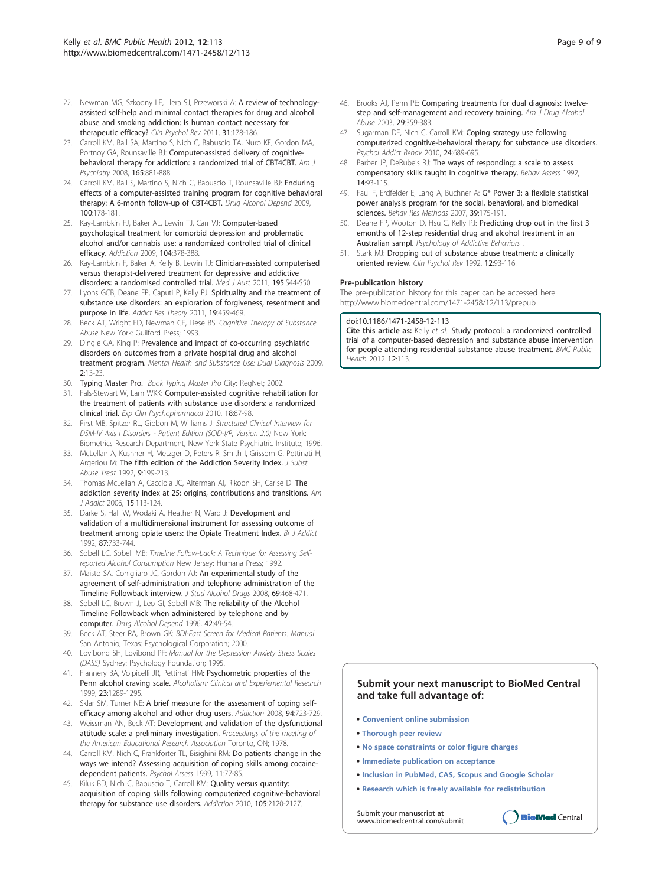22. Newman MG, Szkodny LE, Llera SJ, Przeworski A: **A review of technology-assisted self-help and minimal contact therapies for drug and alcohol abuse and smoking addiction: Is human contact necessary for therapeutic efficacy?** *Clin Psychol Rev* 2011, **31**:178-186.
23. Carroll KM, Ball SA, Martino S, Nich C, Babuscio TA, Nuro KF, Gordon MA, Portnoy GA, Rounsaville BJ: **Computer-assisted delivery of cognitive-behavioral therapy for addiction: a randomized trial of CBT4CBT.** *Am J Psychiatry* 2008, **165**:881-888.
24. Carroll KM, Ball S, Martino S, Nich C, Babuscio T, Rounsaville BJ: **Enduring effects of a computer-assisted training program for cognitive behavioral therapy: A 6-month follow-up of CBT4CBT.** *Drug Alcohol Depend* 2009, **100**:178-181.
25. Kay-Lambkin FJ, Baker AL, Lewin TJ, Carr VJ: **Computer-based psychological treatment for comorbid depression and problematic alcohol and/or cannabis use: a randomized controlled trial of clinical efficacy.** *Addiction* 2009, **104**:378-388.
26. Kay-Lambkin F, Baker A, Kelly B, Lewin TJ: **Clinician-assisted computerised versus therapist-delivered treatment for depressive and addictive disorders: a randomised controlled trial.** *Med J Aust* 2011, **195**:S44-S50.
27. Lyons GCB, Deane FP, Caputi P, Kelly PJ: **Spirituality and the treatment of substance use disorders: an exploration of forgiveness, resentment and purpose in life.** *Addict Res Theory* 2011, **19**:459-469.
28. Beck AT, Wright FD, Newman CF, Liese BS: *Cognitive Therapy of Substance Abuse* New York: Guilford Press; 1993.
29. Dingle GA, King P: **Prevalence and impact of co-occurring psychiatric disorders on outcomes from a private hospital drug and alcohol treatment program.** *Mental Health and Substance Use: Dual Diagnosis* 2009, **2**:13-23.
30. **Typing Master Pro.** *Book Typing Master Pro* City: RegNet; 2002.
31. Fals-Stewart W, Lam WKK: **Computer-assisted cognitive rehabilitation for the treatment of patients with substance use disorders: a randomized clinical trial.** *Exp Clin Psychopharmacol* 2010, **18**:87-98.
32. First MB, Spitzer RL, Gibbon M, Williams J: *Structured Clinical Interview for DSM-IV Axis I Disorders - Patient Edition (SCID-I/P, Version 2.0)* New York: Biometrics Research Department, New York State Psychiatric Institute; 1996.
33. McLellan A, Kushner H, Metzger D, Peters R, Smith I, Grissom G, Pettinati H, Argeriou M: **The fifth edition of the Addiction Severity Index.** *J Subst Abuse Treat* 1992, **9**:199-213.
34. Thomas McLellan A, Cacciola JC, Alterman AI, Rikoon SH, Carise D: **The addiction severity index at 25: origins, contributions and transitions.** *Am J Addict* 2006, **15**:113-124.
35. Darke S, Hall W, Wodaki A, Heather N, Ward J: **Development and validation of a multidimensional instrument for assessing outcome of treatment among opiate users: the Opiate Treatment Index.** *Br J Addict* 1992, **87**:733-744.
36. Sobell LC, Sobell MB: *Timeline Follow-back: A Technique for Assessing Self-reported Alcohol Consumption* New Jersey: Humana Press; 1992.
37. Maisto SA, Conigliaro JC, Gordon AJ: **An experimental study of the agreement of self-administration and telephone administration of the Timeline Followback interview.** *J Stud Alcohol Drugs* 2008, **69**:468-471.
38. Sobell LC, Brown J, Leo GI, Sobell MB: **The reliability of the Alcohol Timeline Followback when administered by telephone and by computer.** *Drug Alcohol Depend* 1996, **42**:49-54.
39. Beck AT, Steer RA, Brown GK: *BDI-Fast Screen for Medical Patients: Manual* San Antonio, Texas: Psychological Corporation; 2000.
40. Lovibond SH, Lovibond PF: *Manual for the Depression Anxiety Stress Scales (DASS)* Sydney: Psychology Foundation; 1995.
41. Flannery BA, Volpicelli JR, Pettinati HM: **Psychometric properties of the Penn alcohol craving scale.** *Alcoholism: Clinical and Experiemental Research* 1999, **23**:1289-1295.
42. Sklar SM, Turner NE: **A brief measure for the assessment of coping self-efficacy among alcohol and other drug users.** *Addiction* 2008, **94**:723-729.
43. Weissman AN, Beck AT: **Development and validation of the dysfunctional attitude scale: a preliminary investigation.** *Proceedings of the meeting of the American Educational Research Association* Toronto, ON; 1978.
44. Carroll KM, Nich C, Frankforter TL, Bisighini RM: **Do patients change in the ways we intend? Assessing acquisition of coping skills among cocaine-dependent patients.** *Psychol Assess* 1999, **11**:77-85.
45. Kiluk BD, Nich C, Babuscio T, Carroll KM: **Quality versus quantity: acquisition of coping skills following computerized cognitive-behavioral therapy for substance use disorders.** *Addiction* 2010, **105**:2120-2127.
46. Brooks AJ, Penn PE: **Comparing treatments for dual diagnosis: twelve-step and self-management and recovery training.** *Am J Drug Alcohol Abuse* 2003, **29**:359-383.
47. Sugarman DE, Nich C, Carroll KM: **Coping strategy use following computerized cognitive-behavioral therapy for substance use disorders.** *Psychol Addict Behav* 2010, **24**:689-695.
48. Barber JP, DeRubeis RJ: **The ways of responding: a scale to assess compensatory skills taught in cognitive therapy.** *Behav Assess* 1992, **14**:93-115.
49. Faul F, Erdfelder E, Lang A, Buchner A: **G* Power 3: a flexible statistical power analysis program for the social, behavioral, and biomedical sciences.** *Behav Res Methods* 2007, **39**:175-191.
50. Deane FP, Wooton D, Hsu C, Kelly PJ: **Predicting drop out in the first 3 emonths of 12-step residential drug and alcohol treatment in an Australian sampl.** *Psychology of Addictive Behaviors* .
51. Stark MJ: **Dropping out of substance abuse treatment: a clinically oriented review.** *Clin Psychol Rev* 1992, **12**:93-116.

## Pre-publication history

The pre-publication history for this paper can be accessed here:
http://www.biomedcentral.com/1471-2458/12/113/prepub

doi:10.1186/1471-2458-12-113

**Cite this article as:** Kelly *et al.*: Study protocol: a randomized controlled trial of a computer-based depression and substance abuse intervention for people attending residential substance abuse treatment. *BMC Public Health* 2012 **12**:113.

**Submit your next manuscript to BioMed Central and take full advantage of:**

- Convenient online submission
- Thorough peer review
- No space constraints or color figure charges
- Immediate publication on acceptance
- Inclusion in PubMed, CAS, Scopus and Google Scholar
- Research which is freely available for redistribution

Submit your manuscript at
www.biomedcentral.com/submit

BioMed Central